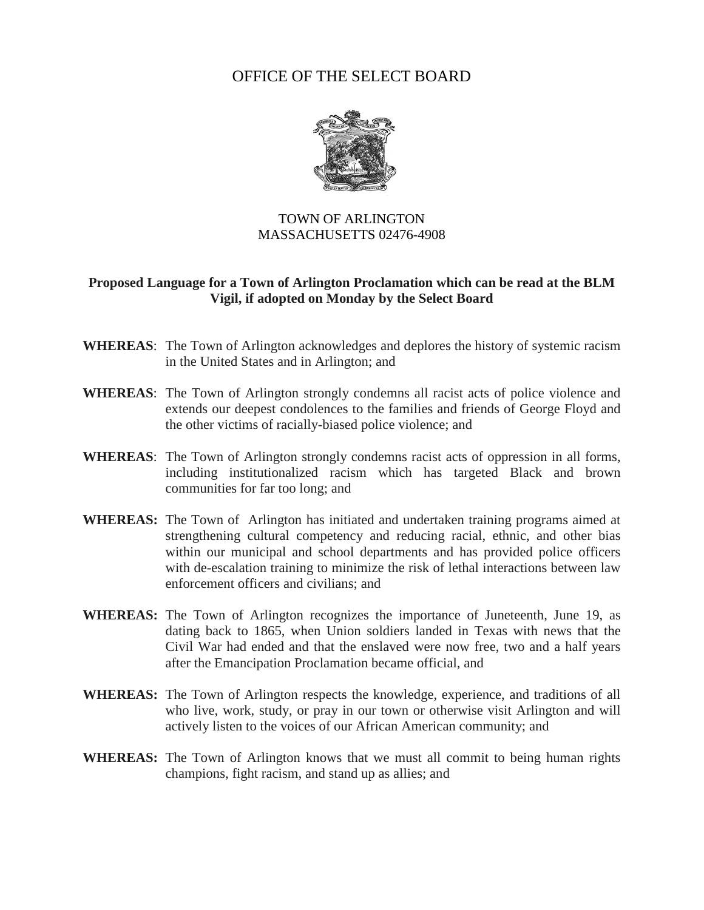# OFFICE OF THE SELECT BOARD

TOWN OF ARLINGTON
MASSACHUSETTS 02476-4908

**Proposed Language for a Town of Arlington Proclamation which can be read at the BLM Vigil, if adopted on Monday by the Select Board**

**WHEREAS**: The Town of Arlington acknowledges and deplores the history of systemic racism in the United States and in Arlington; and

**WHEREAS**: The Town of Arlington strongly condemns all racist acts of police violence and extends our deepest condolences to the families and friends of George Floyd and the other victims of racially-biased police violence; and

**WHEREAS**: The Town of Arlington strongly condemns racist acts of oppression in all forms, including institutionalized racism which has targeted Black and brown communities for far too long; and

**WHEREAS:** The Town of Arlington has initiated and undertaken training programs aimed at strengthening cultural competency and reducing racial, ethnic, and other bias within our municipal and school departments and has provided police officers with de-escalation training to minimize the risk of lethal interactions between law enforcement officers and civilians; and

**WHEREAS:** The Town of Arlington recognizes the importance of Juneteenth, June 19, as dating back to 1865, when Union soldiers landed in Texas with news that the Civil War had ended and that the enslaved were now free, two and a half years after the Emancipation Proclamation became official, and

**WHEREAS:** The Town of Arlington respects the knowledge, experience, and traditions of all who live, work, study, or pray in our town or otherwise visit Arlington and will actively listen to the voices of our African American community; and

**WHEREAS:** The Town of Arlington knows that we must all commit to being human rights champions, fight racism, and stand up as allies; and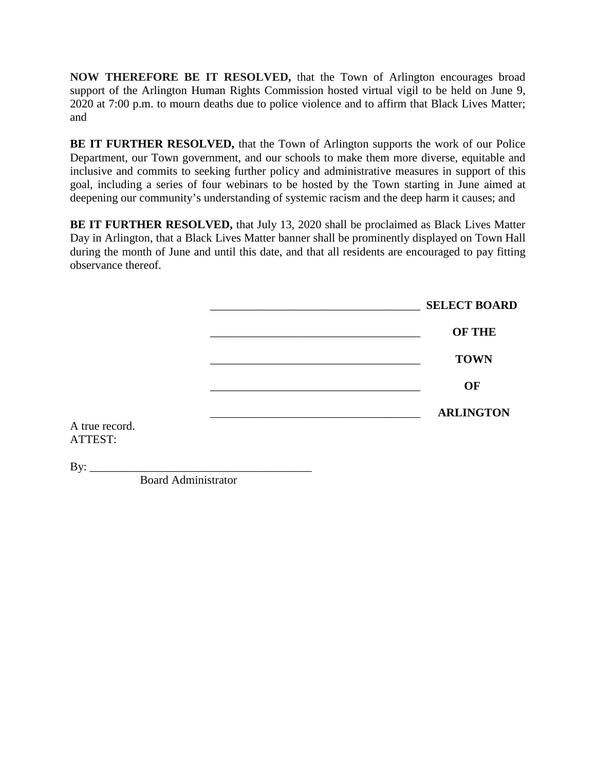**NOW THEREFORE BE IT RESOLVED,** that the Town of Arlington encourages broad support of the Arlington Human Rights Commission hosted virtual vigil to be held on June 9, 2020 at 7:00 p.m. to mourn deaths due to police violence and to affirm that Black Lives Matter; and

**BE IT FURTHER RESOLVED,** that the Town of Arlington supports the work of our Police Department, our Town government, and our schools to make them more diverse, equitable and inclusive and commits to seeking further policy and administrative measures in support of this goal, including a series of four webinars to be hosted by the Town starting in June aimed at deepening our community's understanding of systemic racism and the deep harm it causes; and

**BE IT FURTHER RESOLVED,** that July 13, 2020 shall be proclaimed as Black Lives Matter Day in Arlington, that a Black Lives Matter banner shall be prominently displayed on Town Hall during the month of June and until this date, and that all residents are encouraged to pay fitting observance thereof.

____________________________________ **SELECT BOARD**

____________________________________ **OF THE**

____________________________________ **TOWN**

____________________________________ **OF**

____________________________________ **ARLINGTON**

A true record.
ATTEST:

By: ______________________________________
Board Administrator